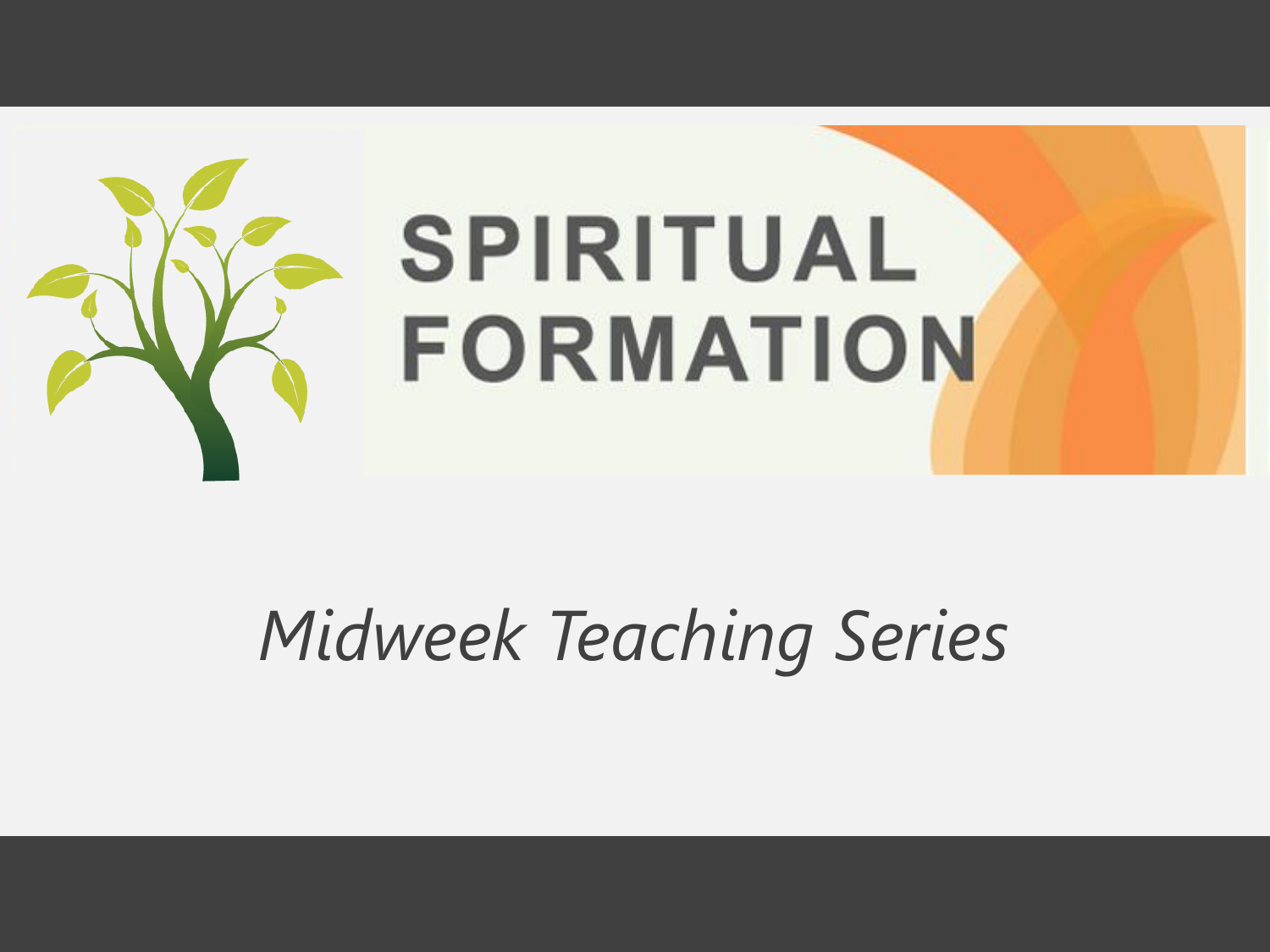# SPIRITUAL FORMATION

*Midweek Teaching Series*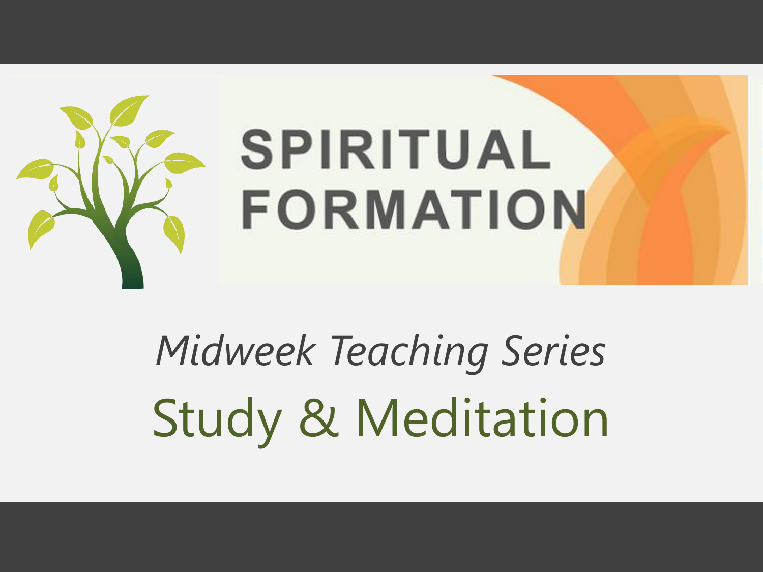# SPIRITUAL FORMATION

*Midweek Teaching Series*

## Study & Meditation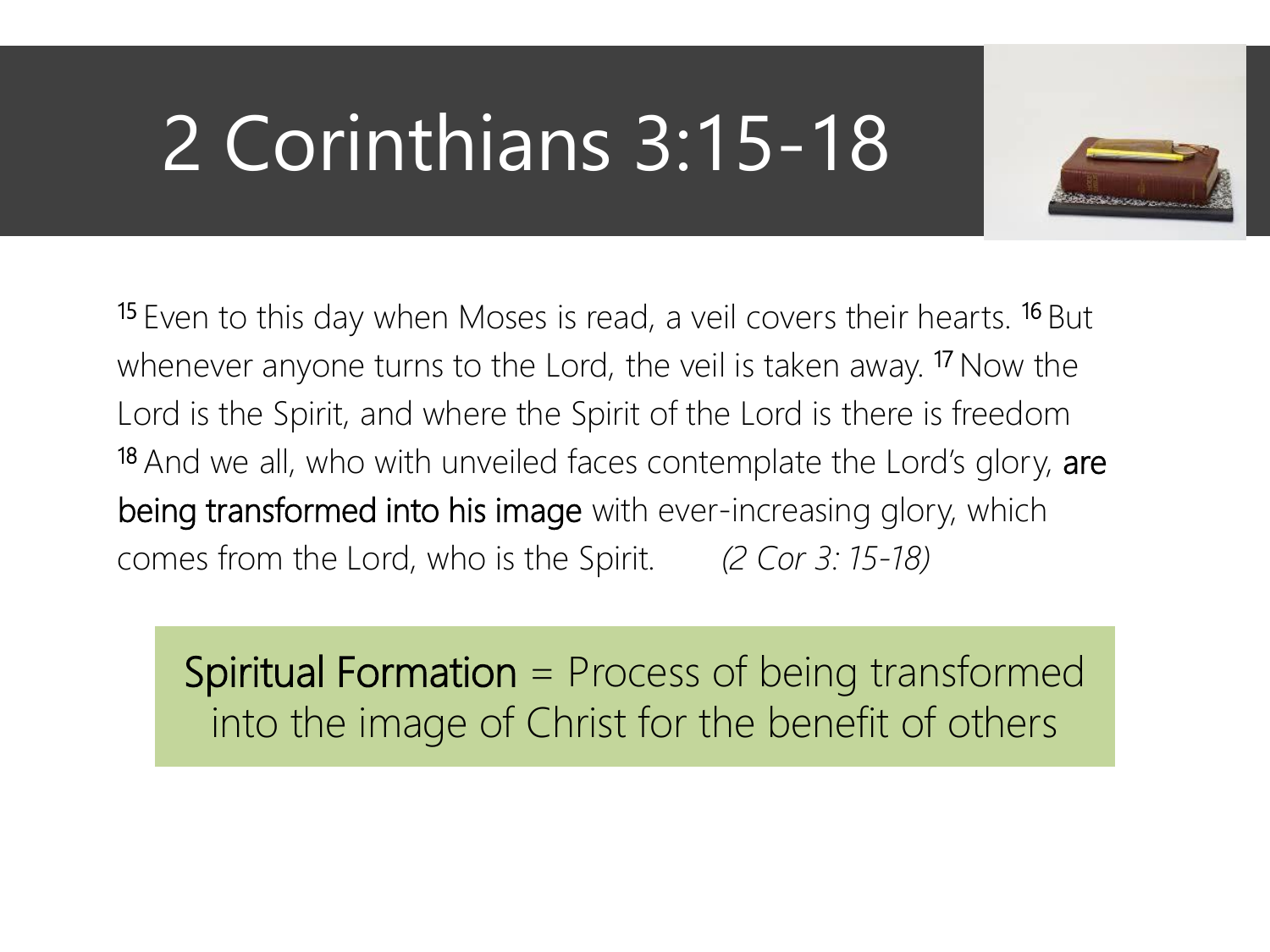# 2 Corinthians 3:15-18

[15] Even to this day when Moses is read, a veil covers their hearts. [16] But whenever anyone turns to the Lord, the veil is taken away. [17] Now the Lord is the Spirit, and where the Spirit of the Lord is there is freedom [18] And we all, who with unveiled faces contemplate the Lord's glory, **are being transformed into his image** with ever-increasing glory, which comes from the Lord, who is the Spirit. *(2 Cor 3: 15-18)*

**Spiritual Formation** = Process of being transformed into the image of Christ for the benefit of others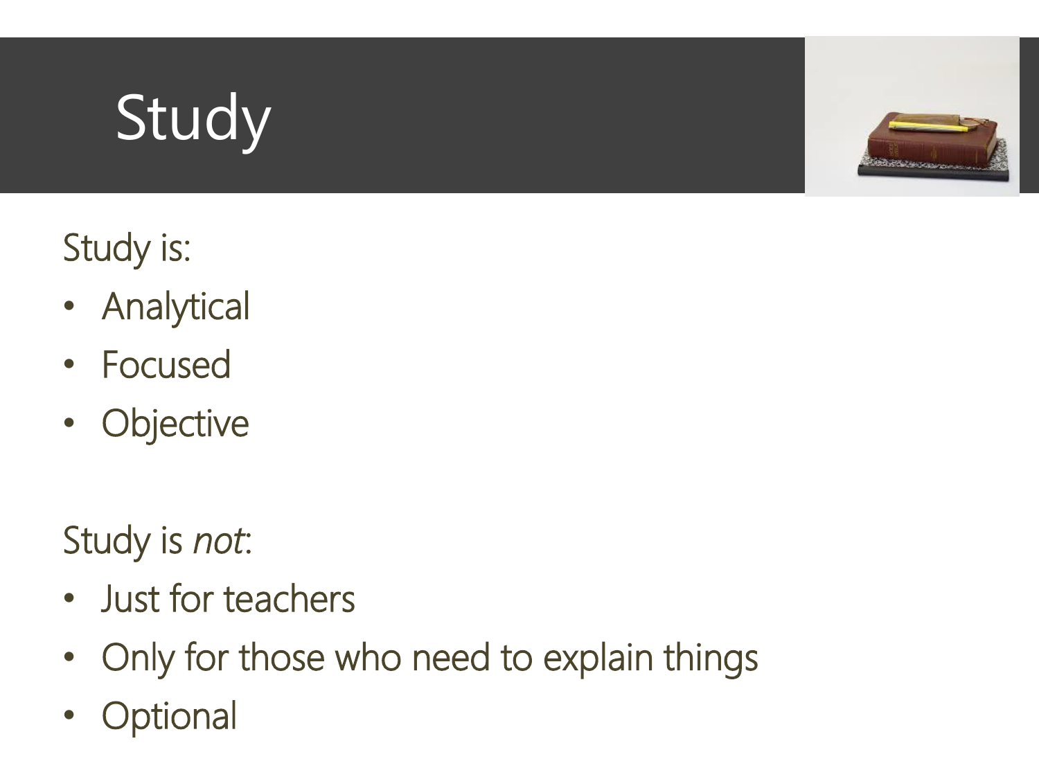# Study

Study is:

- Analytical
- Focused
- Objective

Study is *not*:

- Just for teachers
- Only for those who need to explain things
- Optional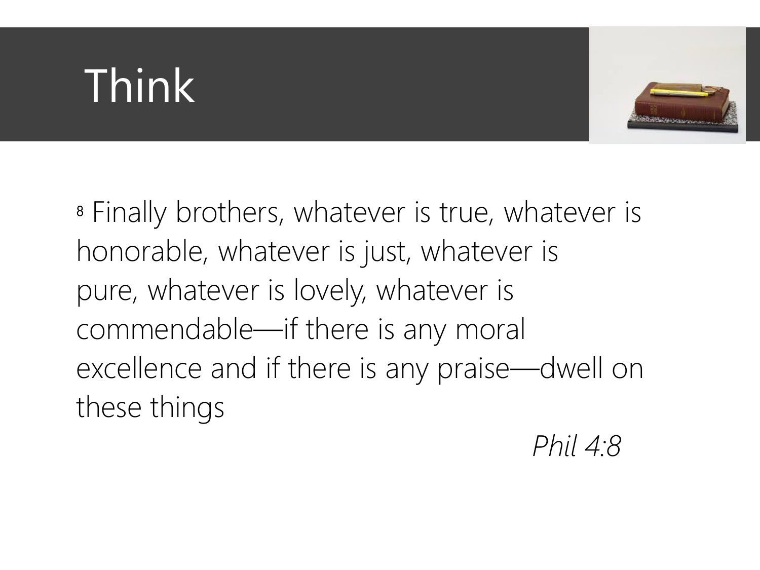# Think

8 Finally brothers, whatever is true, whatever is honorable, whatever is just, whatever is pure, whatever is lovely, whatever is commendable—if there is any moral excellence and if there is any praise—dwell on these things

*Phil 4:8*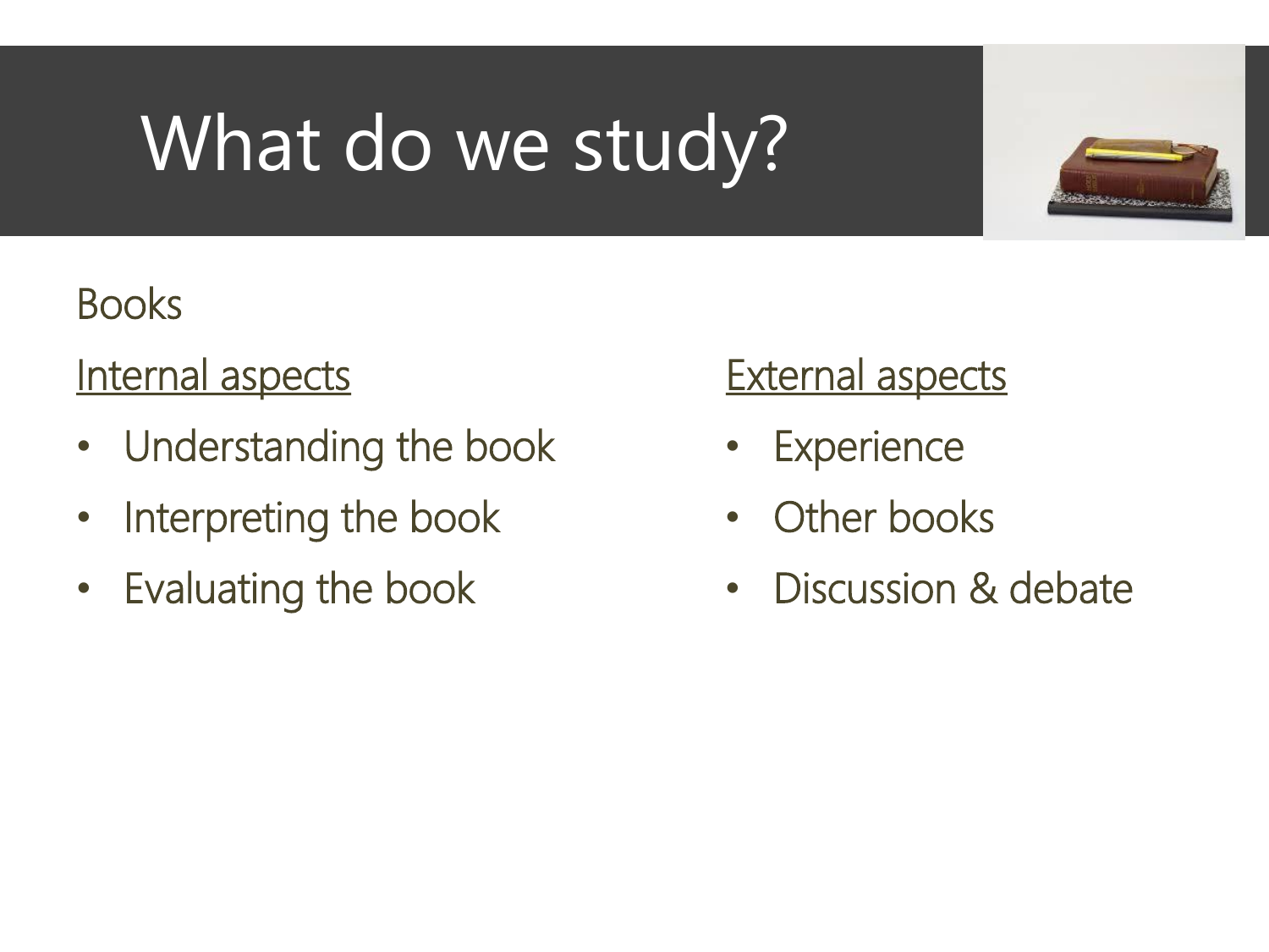# What do we study?

Books

Internal aspects

- Understanding the book
- Interpreting the book
- Evaluating the book

External aspects

- Experience
- Other books
- Discussion & debate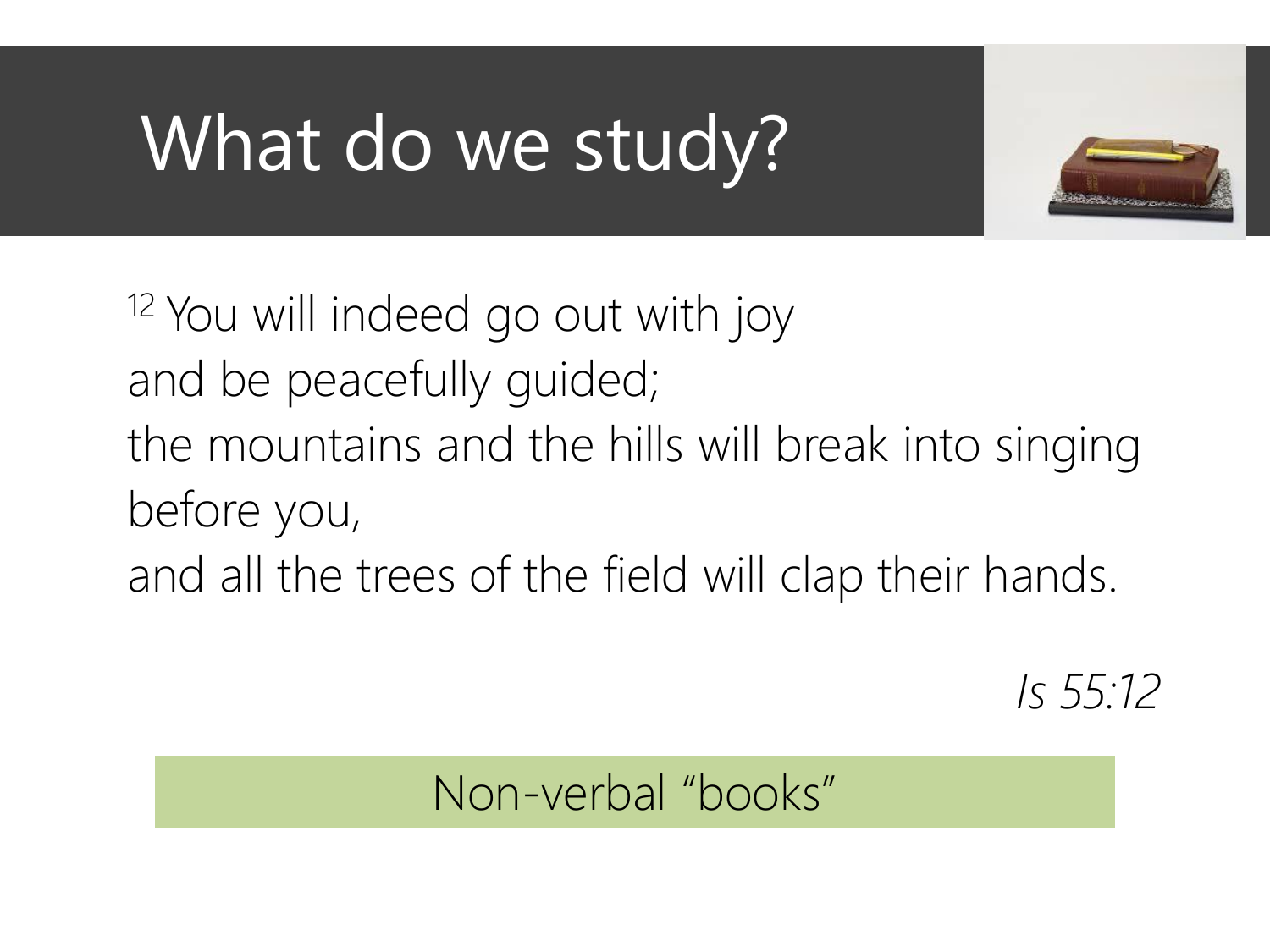# What do we study?

[12] You will indeed go out with joy
and be peacefully guided;
the mountains and the hills will break into singing before you,
and all the trees of the field will clap their hands.

*Is 55:12*

Non-verbal "books"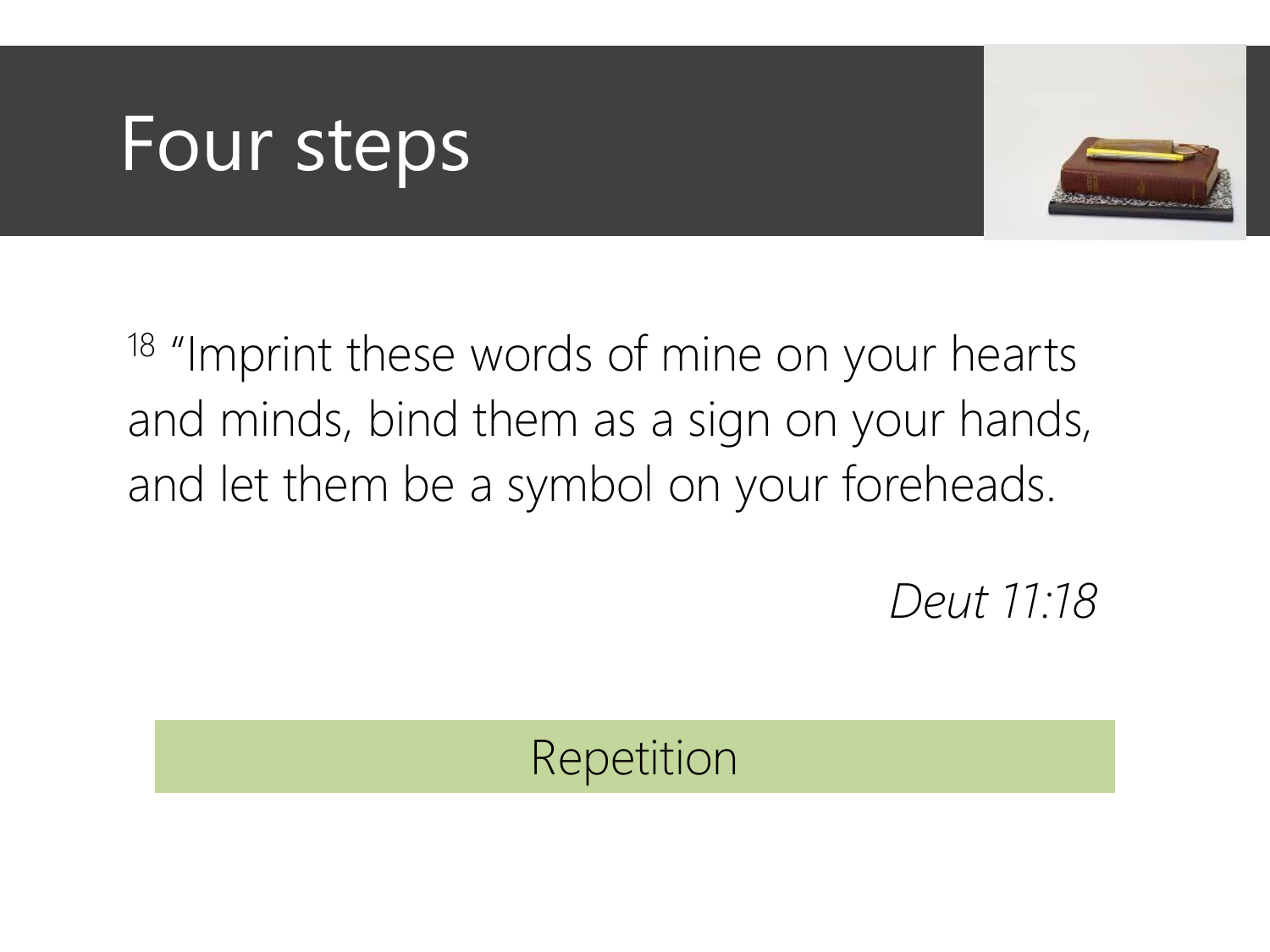# Four steps

[18] "Imprint these words of mine on your hearts and minds, bind them as a sign on your hands, and let them be a symbol on your foreheads.

*Deut 11:18*

Repetition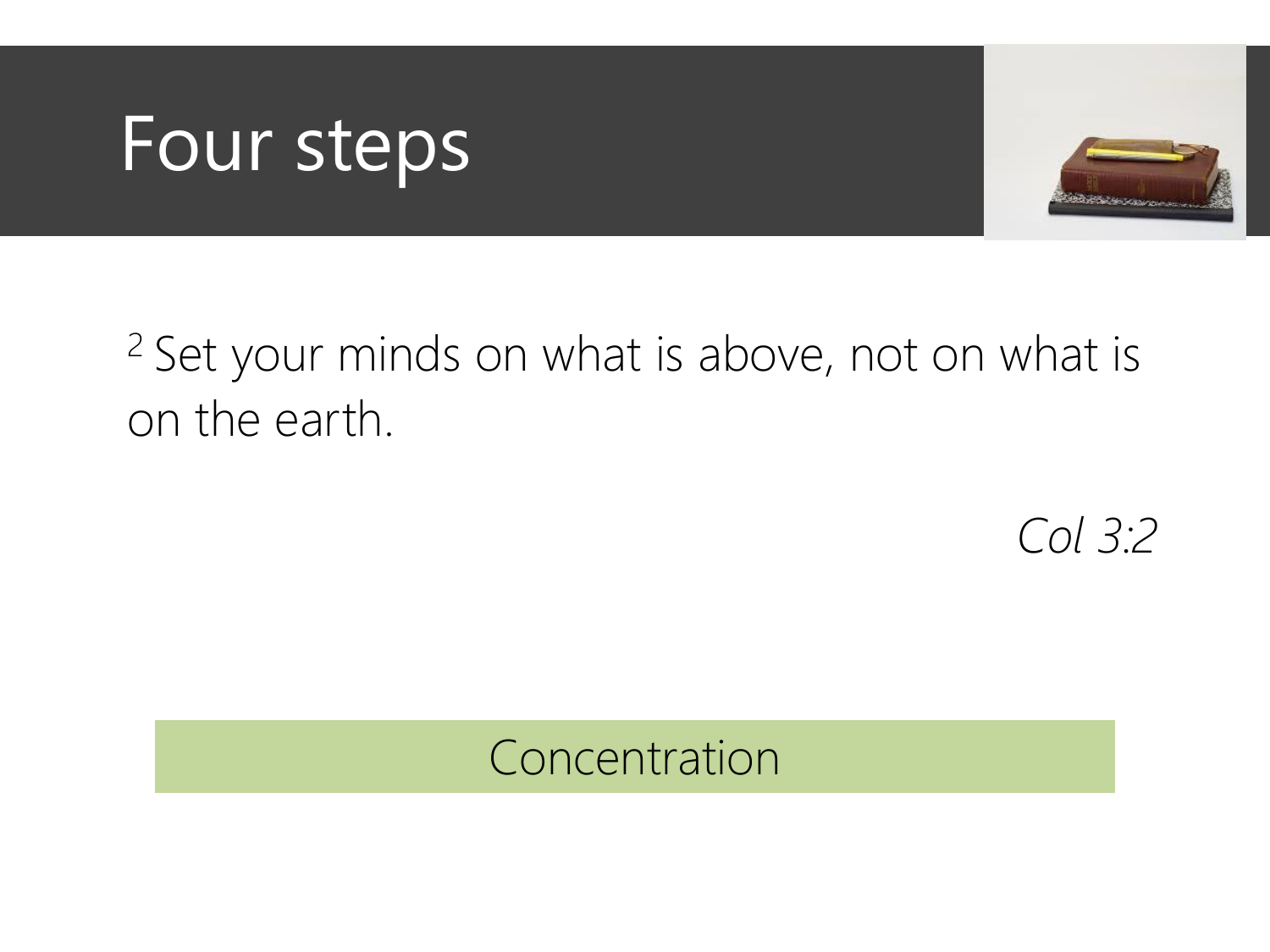# Four steps

[2] Set your minds on what is above, not on what is on the earth.

*Col 3:2*

Concentration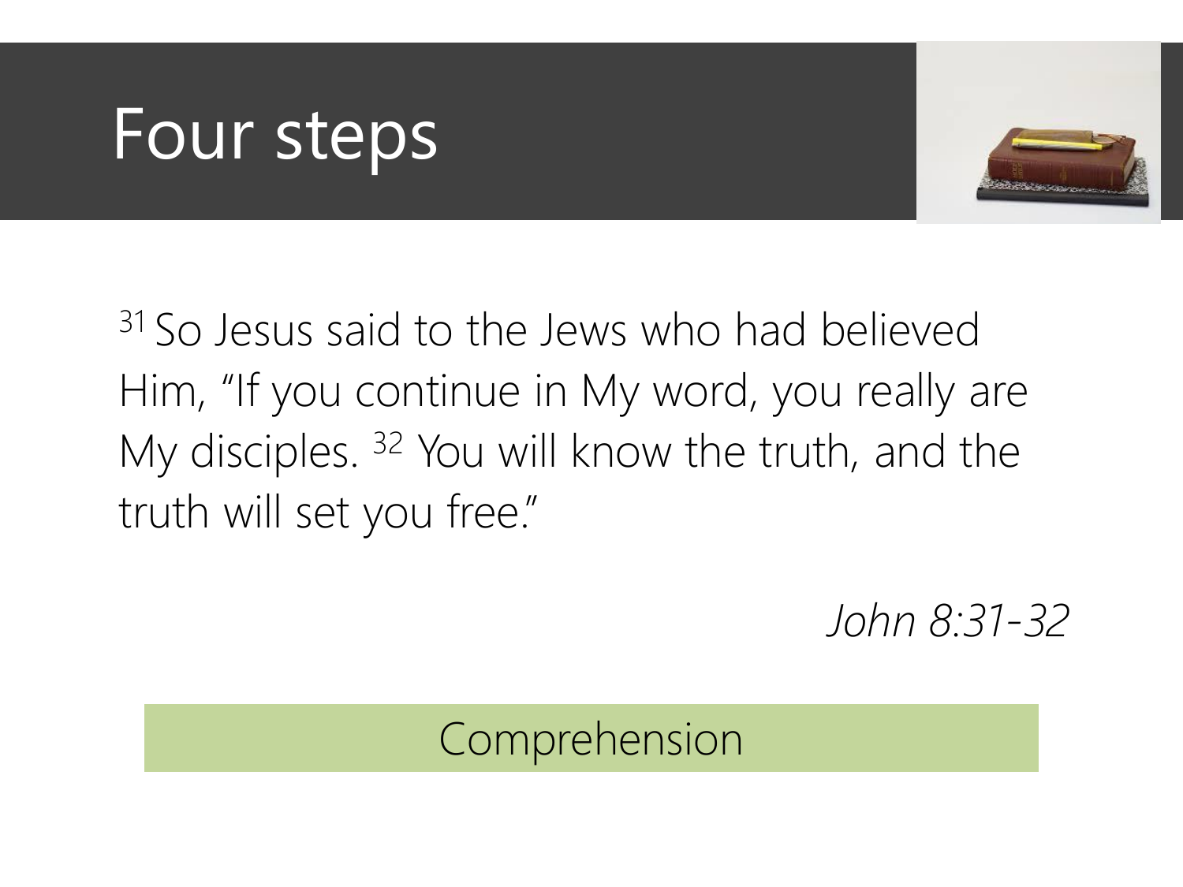# Four steps

[31] So Jesus said to the Jews who had believed Him, “If you continue in My word, you really are My disciples. [32] You will know the truth, and the truth will set you free.”

*John 8:31-32*

Comprehension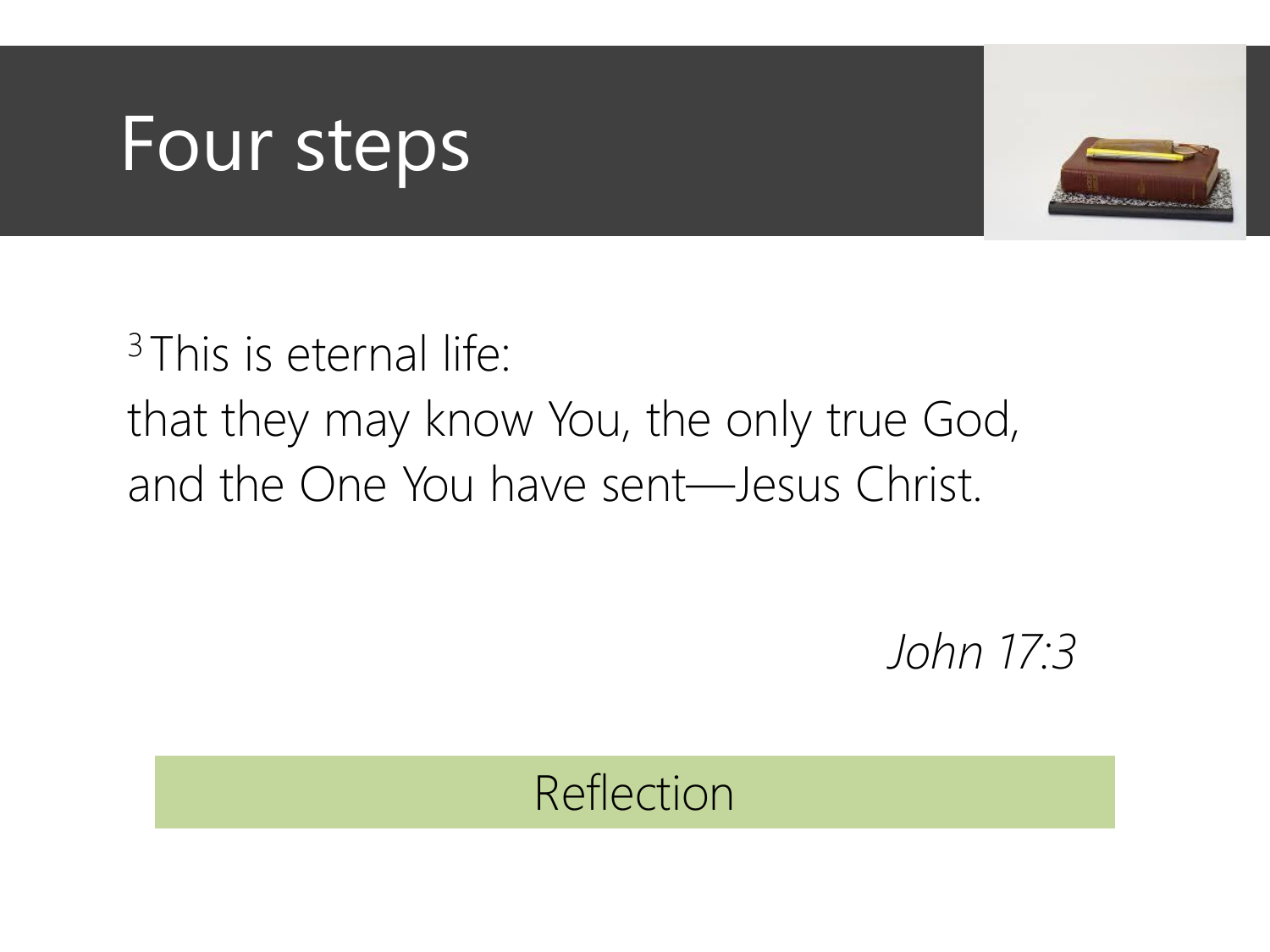# Four steps

[3] This is eternal life:
that they may know You, the only true God,
and the One You have sent—Jesus Christ.

*John 17:3*

Reflection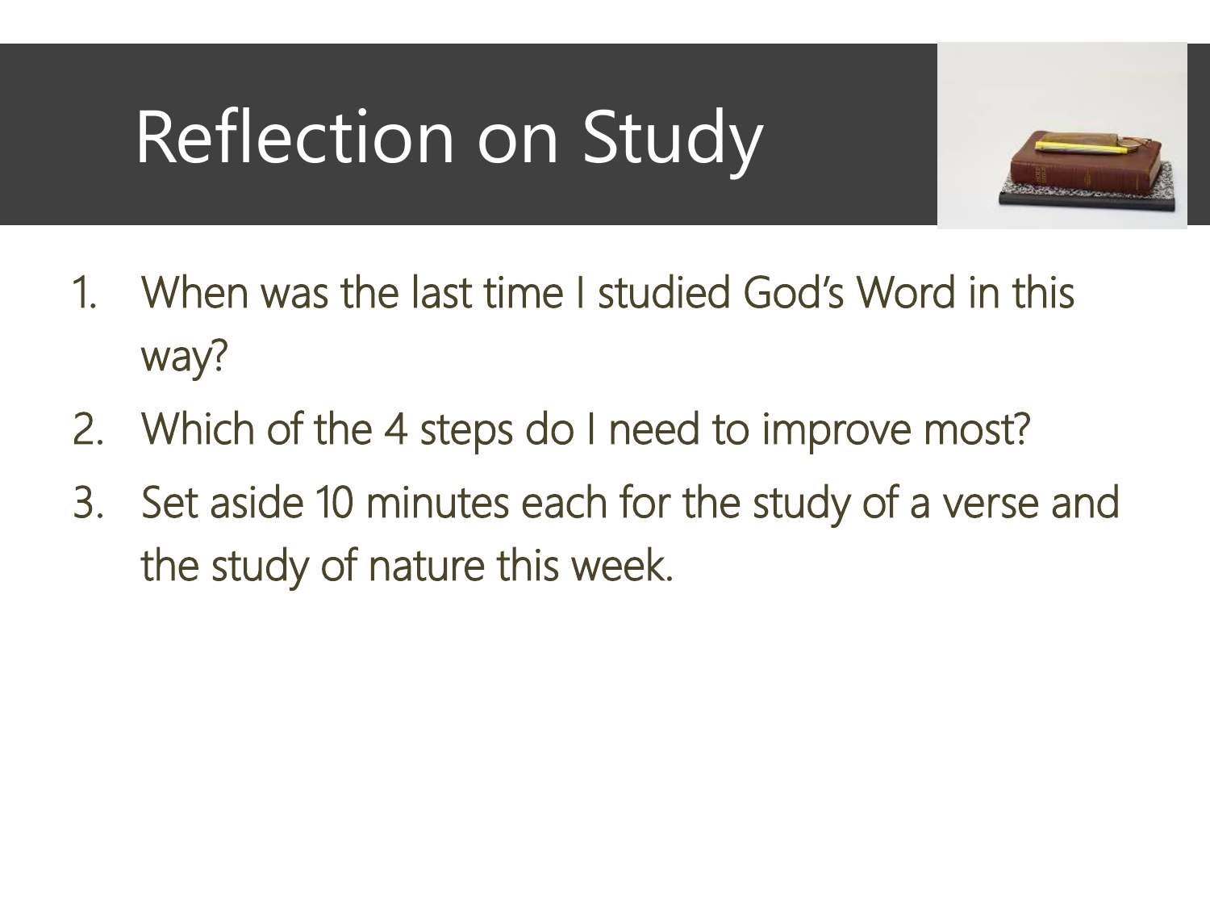# Reflection on Study

1. When was the last time I studied God's Word in this way?
2. Which of the 4 steps do I need to improve most?
3. Set aside 10 minutes each for the study of a verse and the study of nature this week.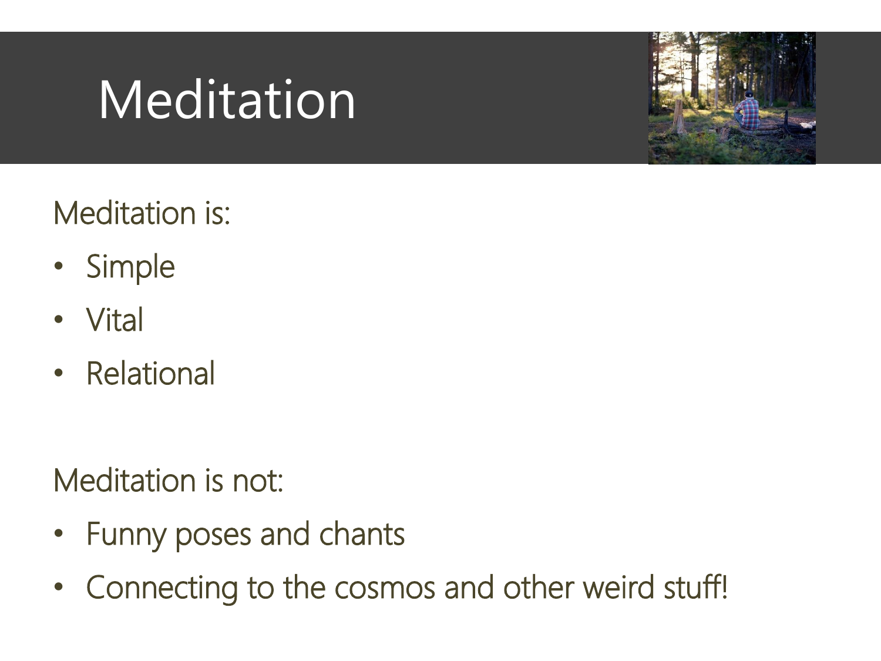# Meditation

Meditation is:

- Simple
- Vital
- Relational

Meditation is not:

- Funny poses and chants
- Connecting to the cosmos and other weird stuff!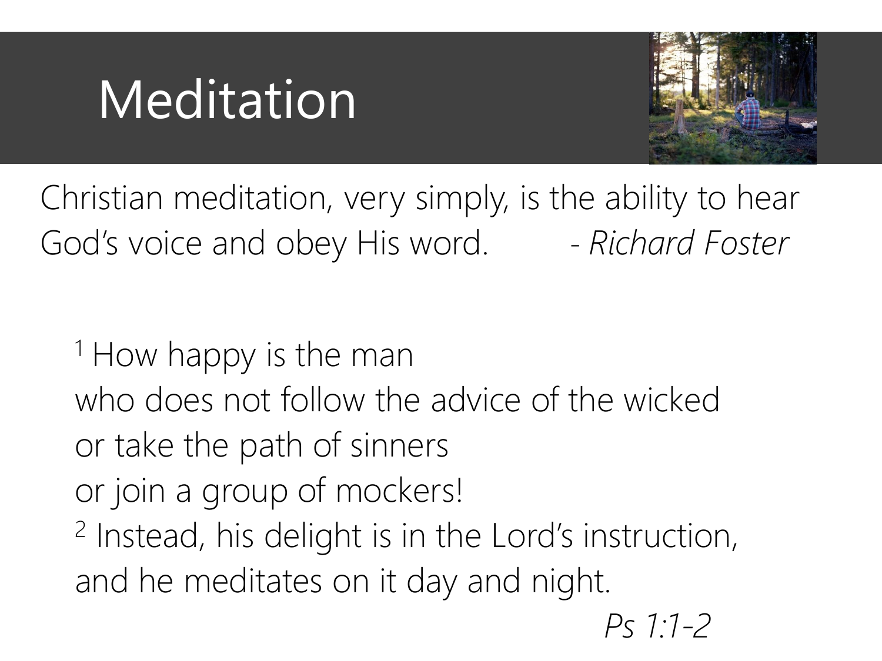# Meditation

Christian meditation, very simply, is the ability to hear God's voice and obey His word. - *Richard Foster*

[1] How happy is the man
who does not follow the advice of the wicked
or take the path of sinners
or join a group of mockers!
[2] Instead, his delight is in the Lord's instruction,
and he meditates on it day and night.

*Ps 1:1-2*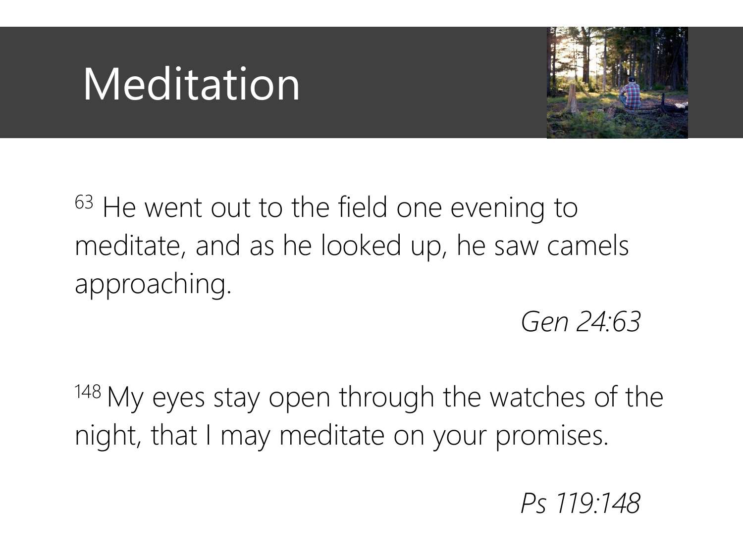# Meditation

[63] He went out to the field one evening to meditate, and as he looked up, he saw camels approaching.

*Gen 24:63*

[148] My eyes stay open through the watches of the night, that I may meditate on your promises.

*Ps 119:148*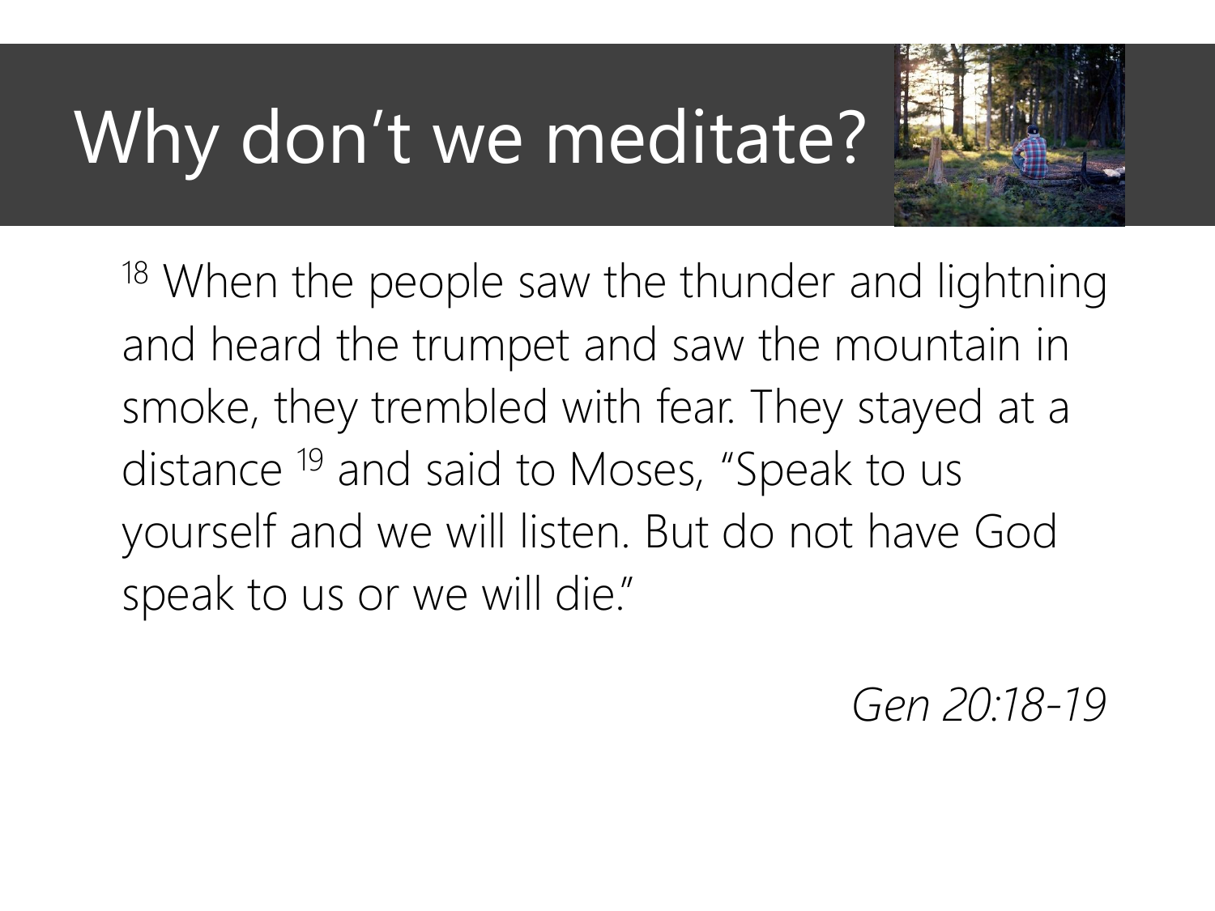# Why don't we meditate?

[18] When the people saw the thunder and lightning and heard the trumpet and saw the mountain in smoke, they trembled with fear. They stayed at a distance [19] and said to Moses, "Speak to us yourself and we will listen. But do not have God speak to us or we will die."

*Gen 20:18-19*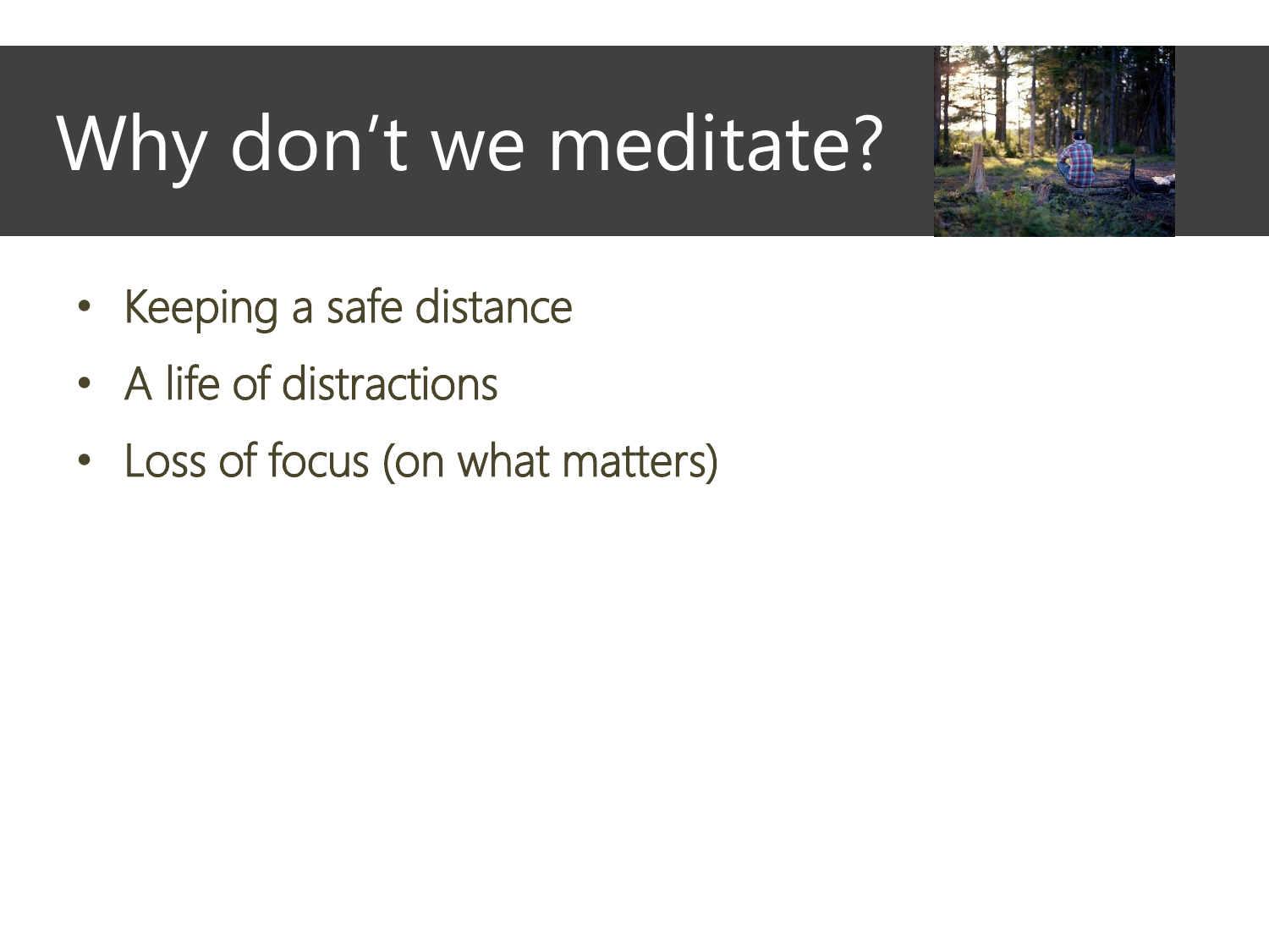# Why don’t we meditate?

- Keeping a safe distance
- A life of distractions
- Loss of focus (on what matters)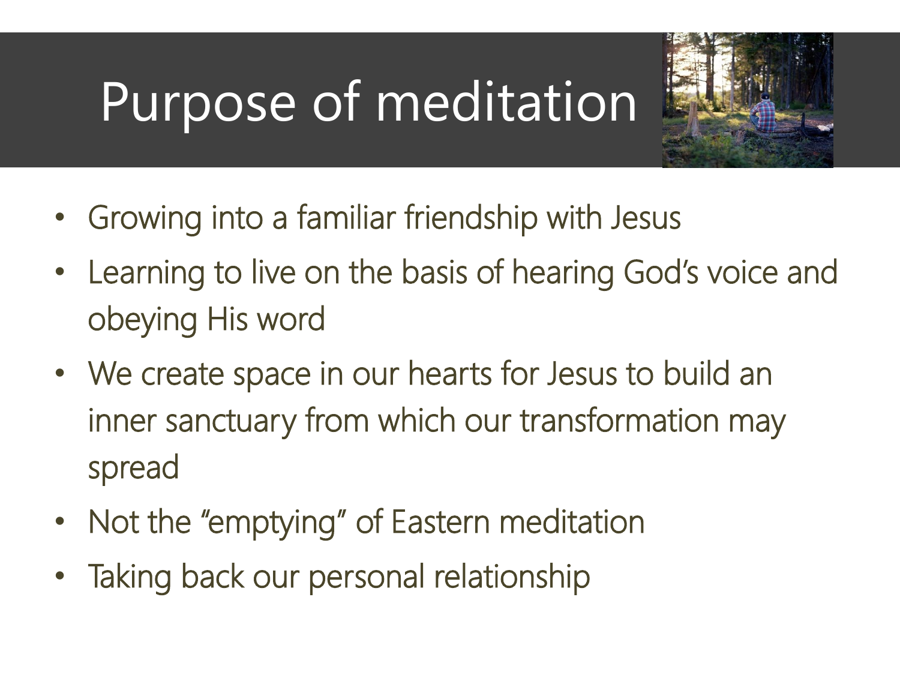# Purpose of meditation

- Growing into a familiar friendship with Jesus
- Learning to live on the basis of hearing God's voice and obeying His word
- We create space in our hearts for Jesus to build an inner sanctuary from which our transformation may spread
- Not the "emptying" of Eastern meditation
- Taking back our personal relationship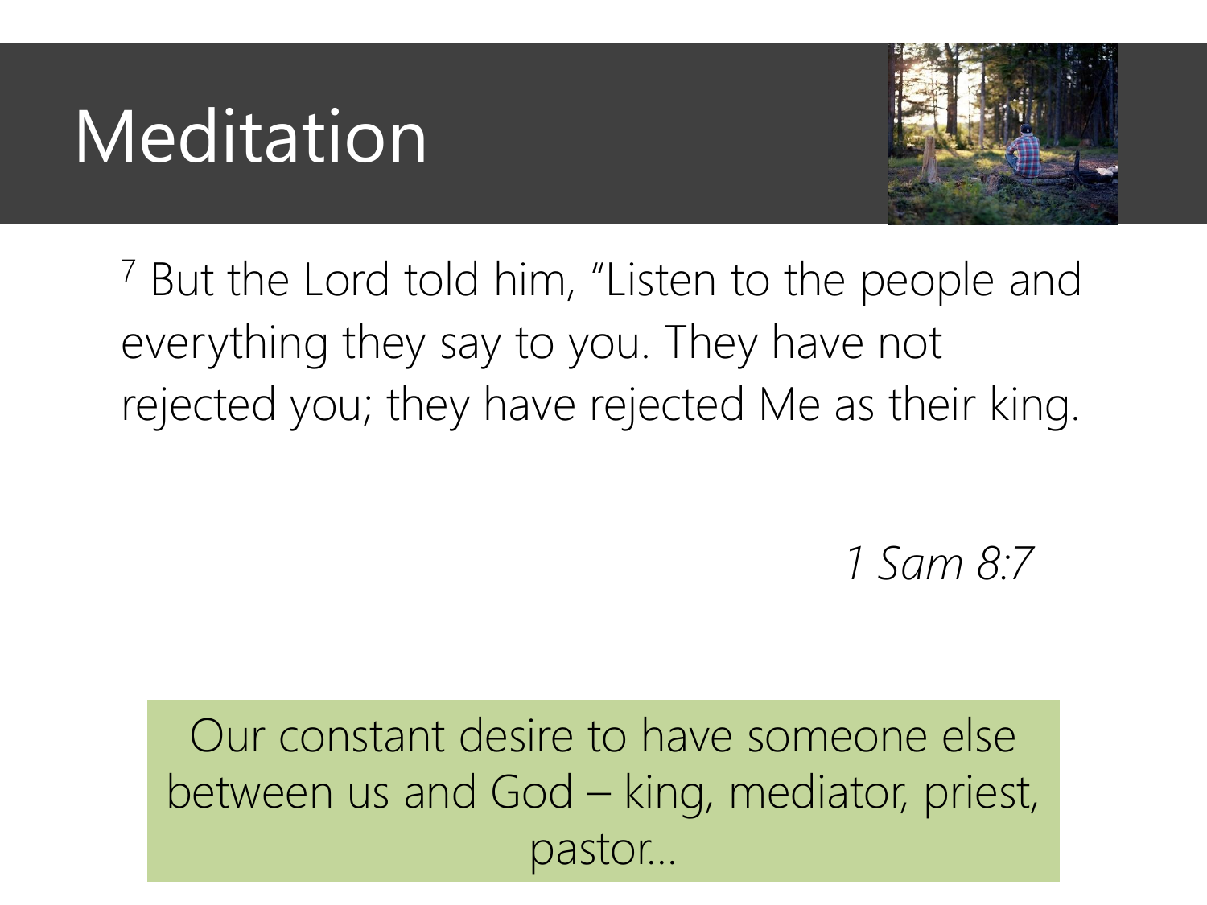# Meditation

[7] But the Lord told him, "Listen to the people and everything they say to you. They have not rejected you; they have rejected Me as their king.

*1 Sam 8:7*

Our constant desire to have someone else between us and God – king, mediator, priest, pastor…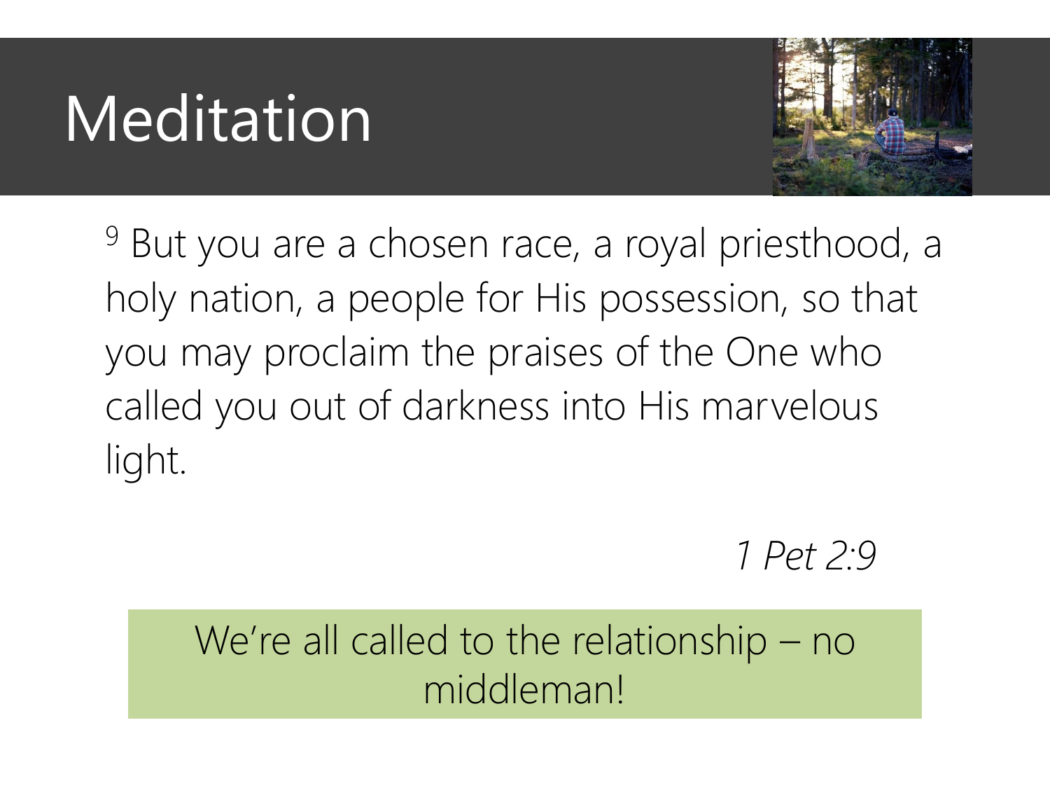# Meditation

[9] But you are a chosen race, a royal priesthood, a holy nation, a people for His possession, so that you may proclaim the praises of the One who called you out of darkness into His marvelous light.

*1 Pet 2:9*

We're all called to the relationship – no middleman!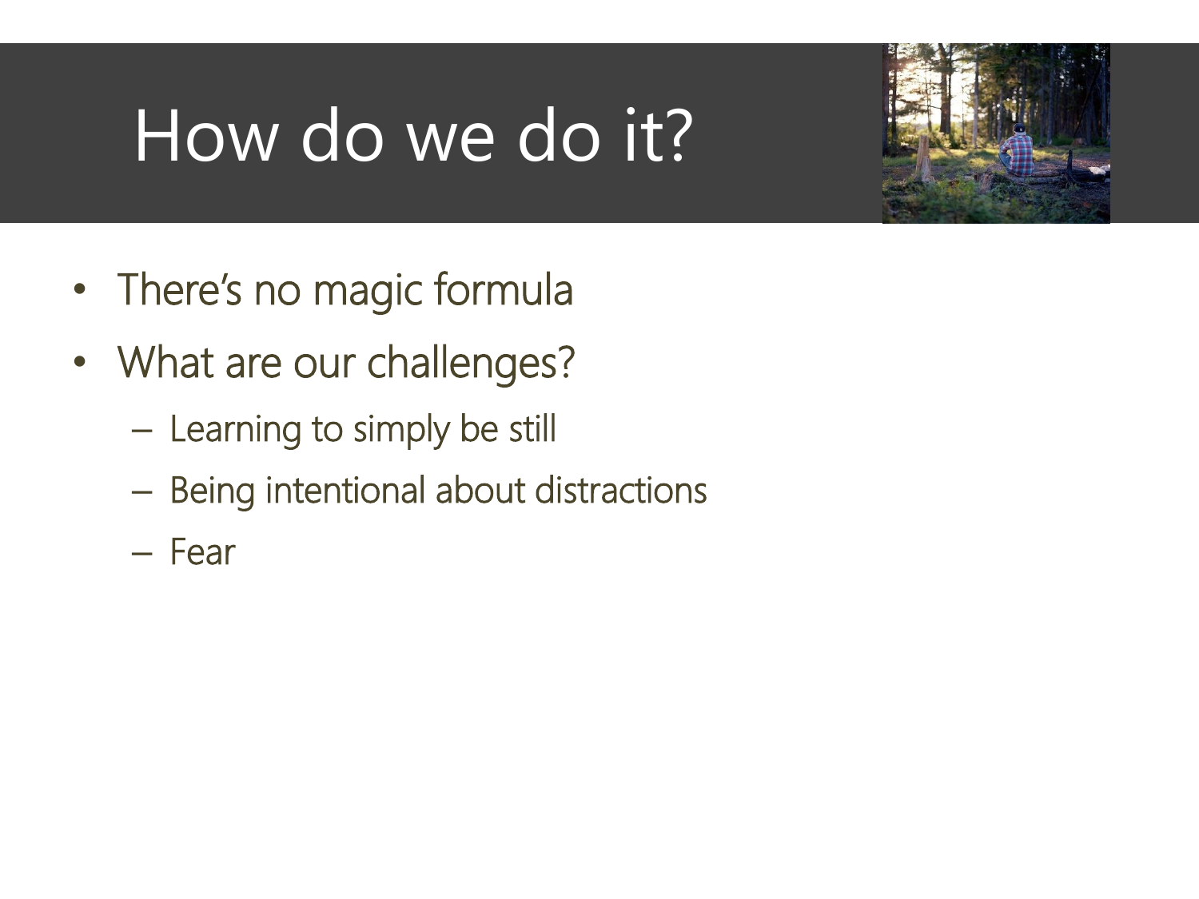# How do we do it?

- There's no magic formula
- What are our challenges?
  - Learning to simply be still
  - Being intentional about distractions
  - Fear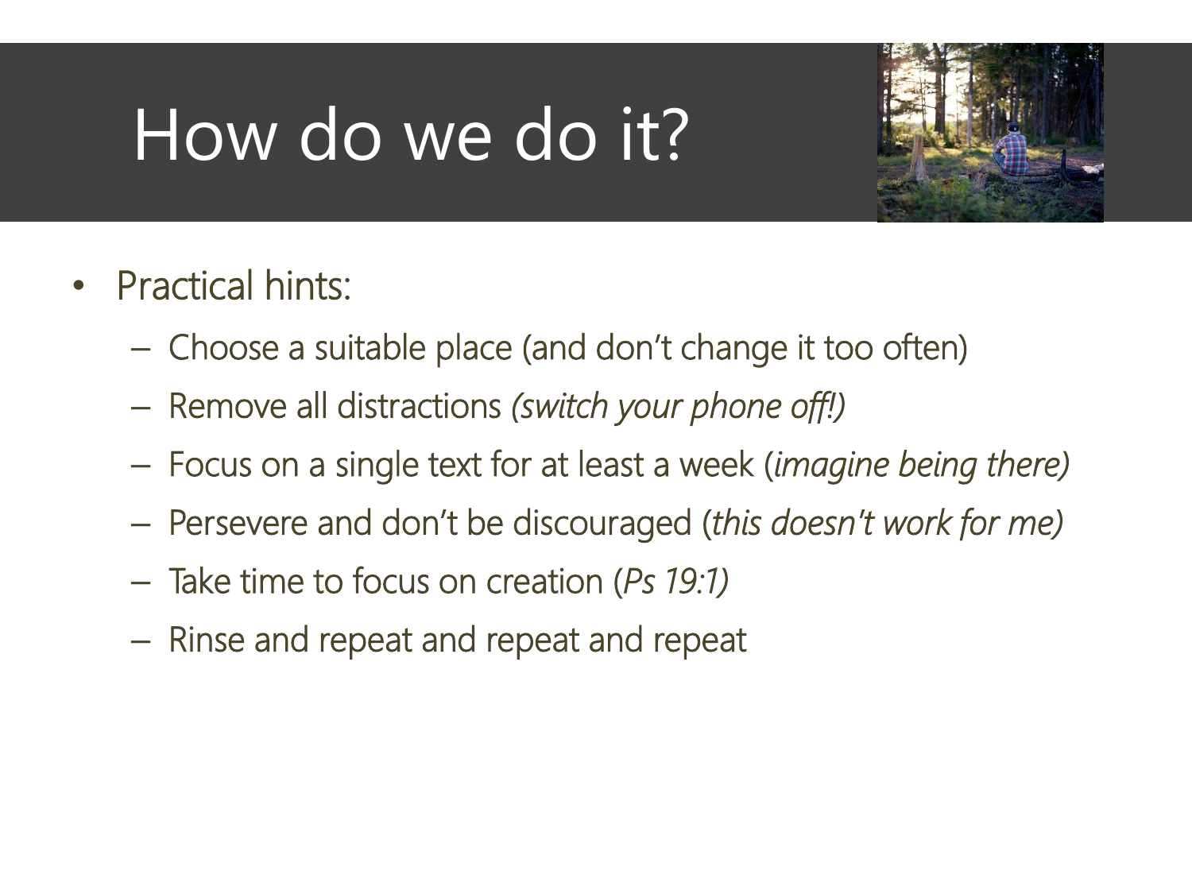# How do we do it?

- Practical hints:
  - Choose a suitable place (and don't change it too often)
  - Remove all distractions *(switch your phone off!)*
  - Focus on a single text for at least a week (*imagine being there)*
  - Persevere and don't be discouraged (*this doesn't work for me)*
  - Take time to focus on creation (*Ps 19:1)*
  - Rinse and repeat and repeat and repeat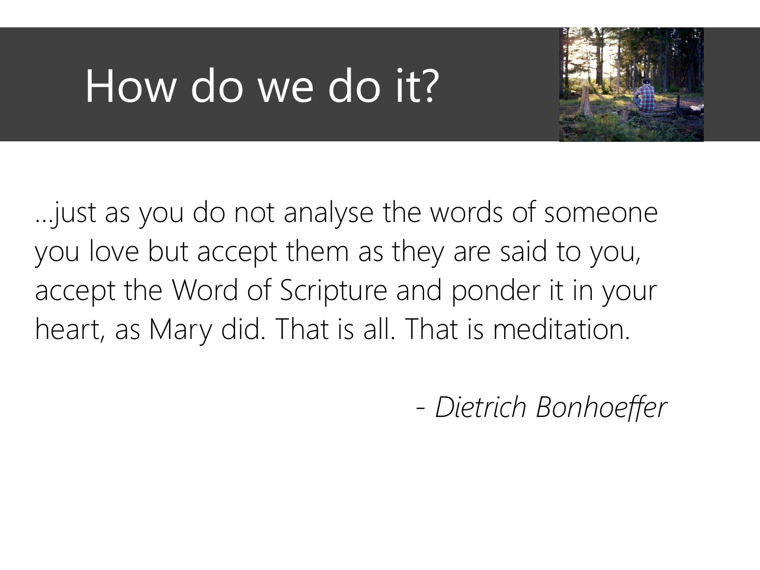# How do we do it?

…just as you do not analyse the words of someone you love but accept them as they are said to you, accept the Word of Scripture and ponder it in your heart, as Mary did. That is all. That is meditation.

*- Dietrich Bonhoeffer*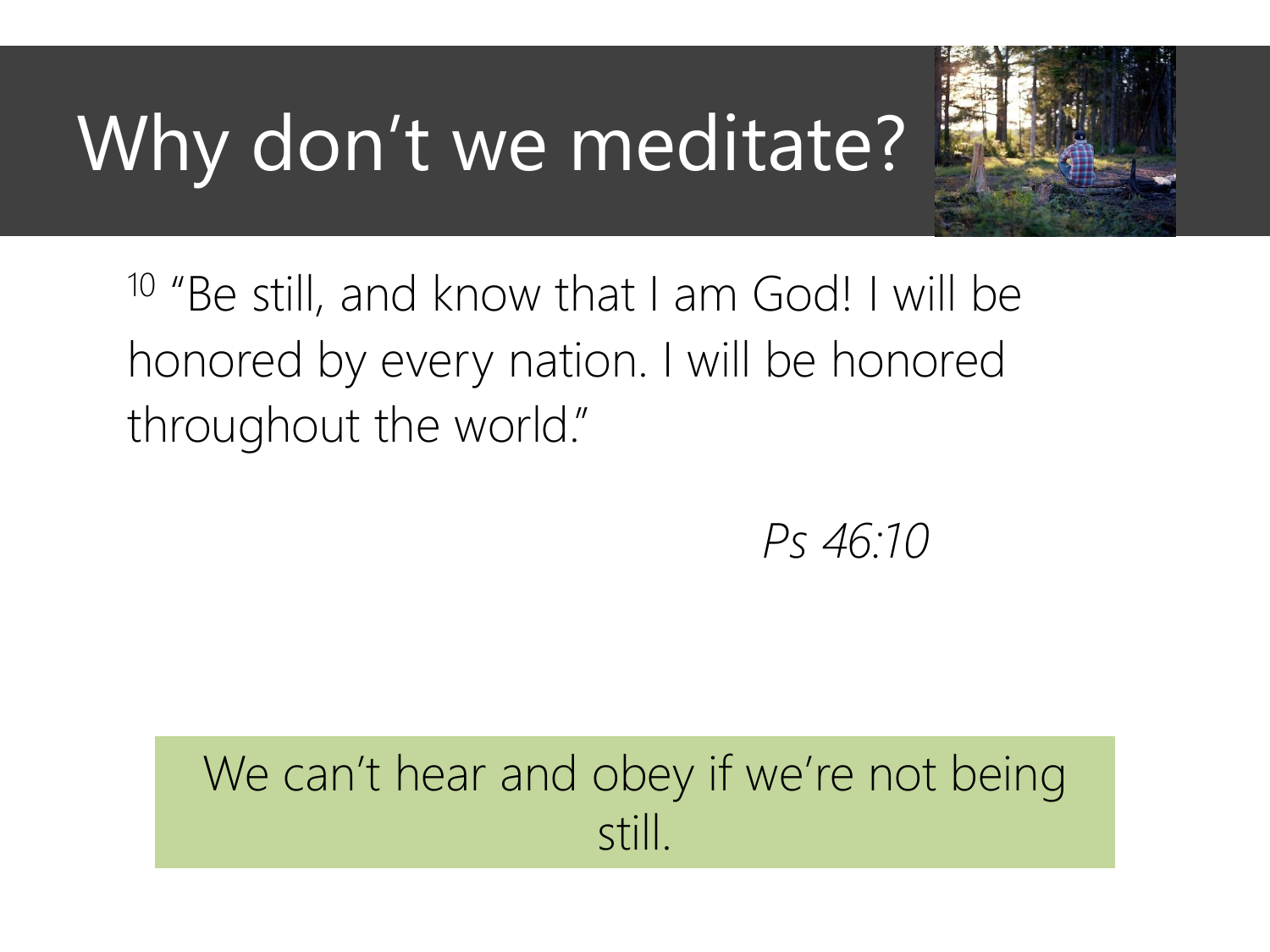# Why don't we meditate?

[10] "Be still, and know that I am God! I will be honored by every nation. I will be honored throughout the world."

*Ps 46:10*

We can't hear and obey if we're not being still.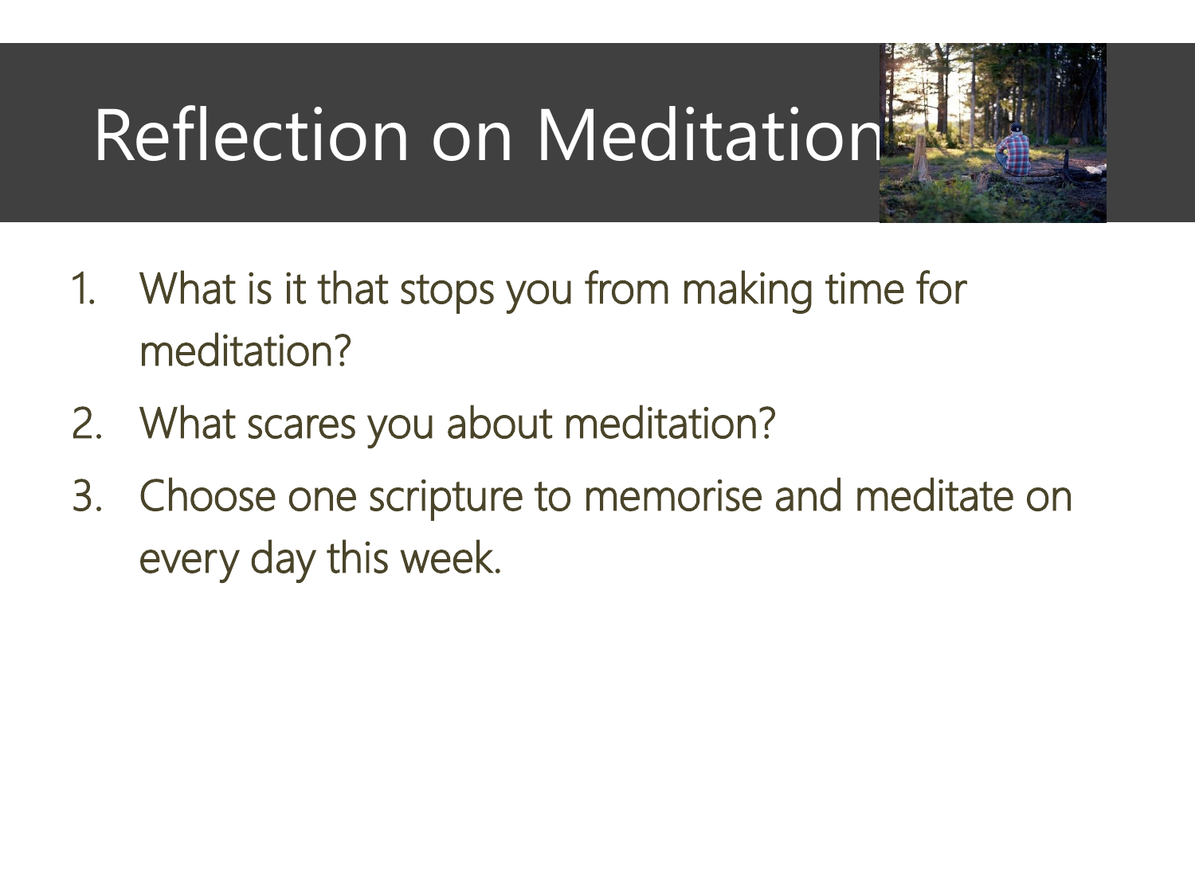# Reflection on Meditation

1. What is it that stops you from making time for meditation?
2. What scares you about meditation?
3. Choose one scripture to memorise and meditate on every day this week.